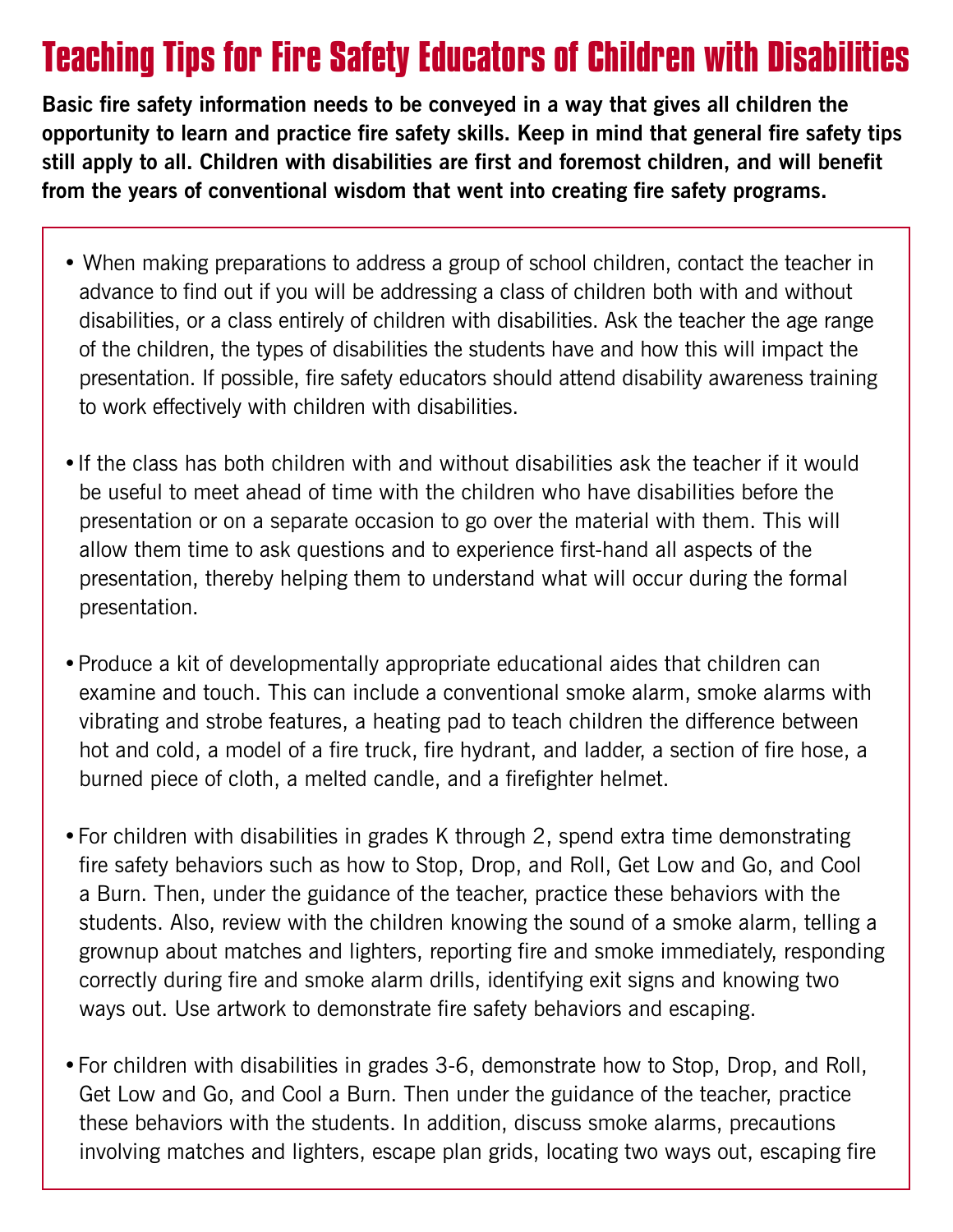# Teaching Tips for Fire Safety Educators of Children with Disabilities

**Basic fire safety information needs to be conveyed in a way that gives all children the opportunity to learn and practice fire safety skills. Keep in mind that general fire safety tips still apply to all. Children with disabilities are first and foremost children, and will benefit from the years of conventional wisdom that went into creating fire safety programs.**

- When making preparations to address a group of school children, contact the teacher in advance to find out if you will be addressing a class of children both with and without disabilities, or a class entirely of children with disabilities. Ask the teacher the age range of the children, the types of disabilities the students have and how this will impact the presentation. If possible, fire safety educators should attend disability awareness training to work effectively with children with disabilities.

- If the class has both children with and without disabilities ask the teacher if it would be useful to meet ahead of time with the children who have disabilities before the presentation or on a separate occasion to go over the material with them. This will allow them time to ask questions and to experience first-hand all aspects of the presentation, thereby helping them to understand what will occur during the formal presentation.

- Produce a kit of developmentally appropriate educational aides that children can examine and touch. This can include a conventional smoke alarm, smoke alarms with vibrating and strobe features, a heating pad to teach children the difference between hot and cold, a model of a fire truck, fire hydrant, and ladder, a section of fire hose, a burned piece of cloth, a melted candle, and a firefighter helmet.

- For children with disabilities in grades K through 2, spend extra time demonstrating fire safety behaviors such as how to Stop, Drop, and Roll, Get Low and Go, and Cool a Burn. Then, under the guidance of the teacher, practice these behaviors with the students. Also, review with the children knowing the sound of a smoke alarm, telling a grownup about matches and lighters, reporting fire and smoke immediately, responding correctly during fire and smoke alarm drills, identifying exit signs and knowing two ways out. Use artwork to demonstrate fire safety behaviors and escaping.

- For children with disabilities in grades 3-6, demonstrate how to Stop, Drop, and Roll, Get Low and Go, and Cool a Burn. Then under the guidance of the teacher, practice these behaviors with the students. In addition, discuss smoke alarms, precautions involving matches and lighters, escape plan grids, locating two ways out, escaping fire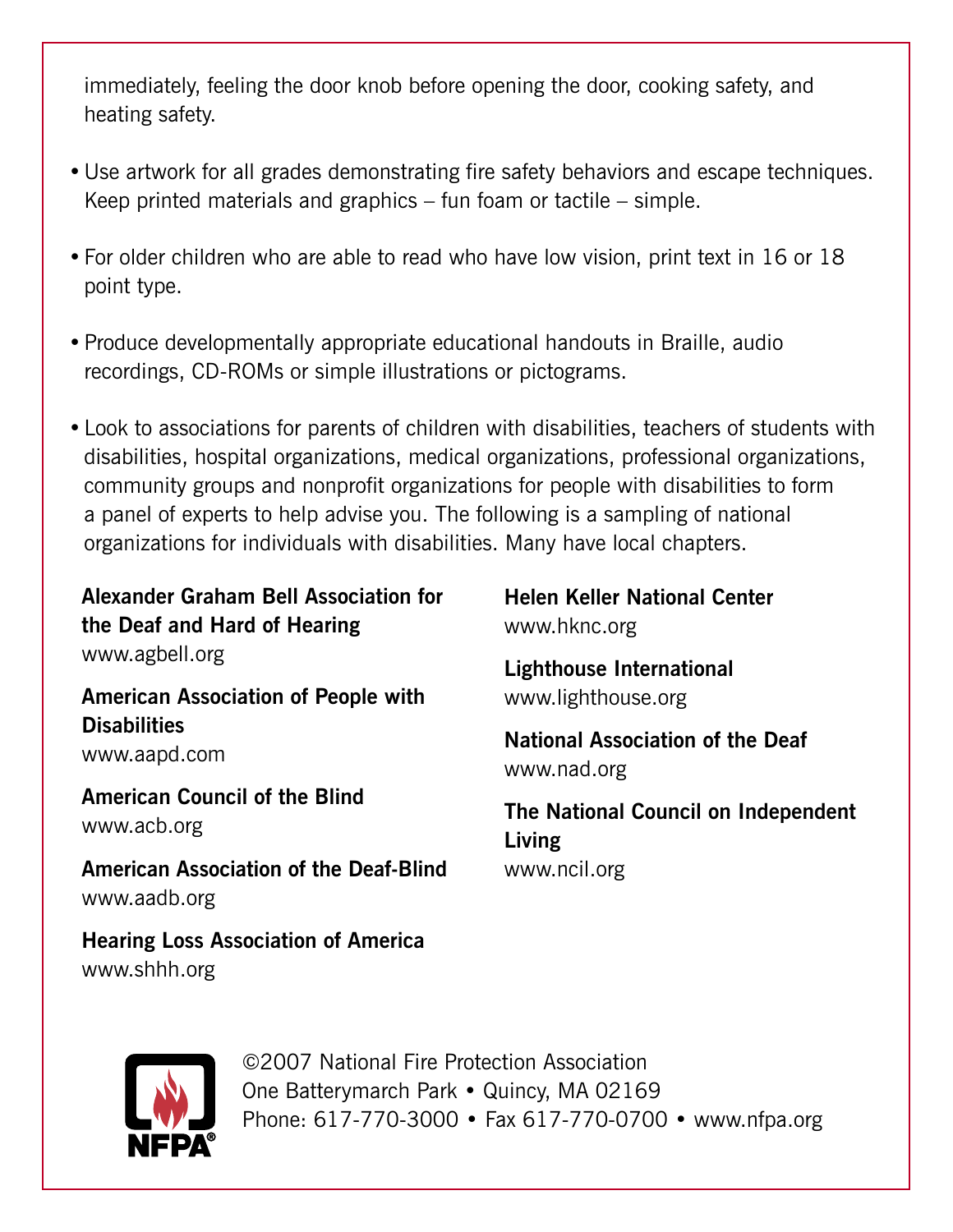immediately, feeling the door knob before opening the door, cooking safety, and heating safety.

- Use artwork for all grades demonstrating fire safety behaviors and escape techniques. Keep printed materials and graphics – fun foam or tactile – simple.

- For older children who are able to read who have low vision, print text in 16 or 18 point type.

- Produce developmentally appropriate educational handouts in Braille, audio recordings, CD-ROMs or simple illustrations or pictograms.

- Look to associations for parents of children with disabilities, teachers of students with disabilities, hospital organizations, medical organizations, professional organizations, community groups and nonprofit organizations for people with disabilities to form a panel of experts to help advise you. The following is a sampling of national organizations for individuals with disabilities. Many have local chapters.

**Alexander Graham Bell Association for the Deaf and Hard of Hearing**
www.agbell.org

**American Association of People with Disabilities**
www.aapd.com

**American Council of the Blind**
www.acb.org

**American Association of the Deaf-Blind**
www.aadb.org

**Hearing Loss Association of America**
www.shhh.org

**Helen Keller National Center**
www.hknc.org

**Lighthouse International**
www.lighthouse.org

**National Association of the Deaf**
www.nad.org

**The National Council on Independent Living**
www.ncil.org

NFPA®

©2007 National Fire Protection Association
One Batterymarch Park • Quincy, MA 02169
Phone: 617-770-3000 • Fax 617-770-0700 • www.nfpa.org